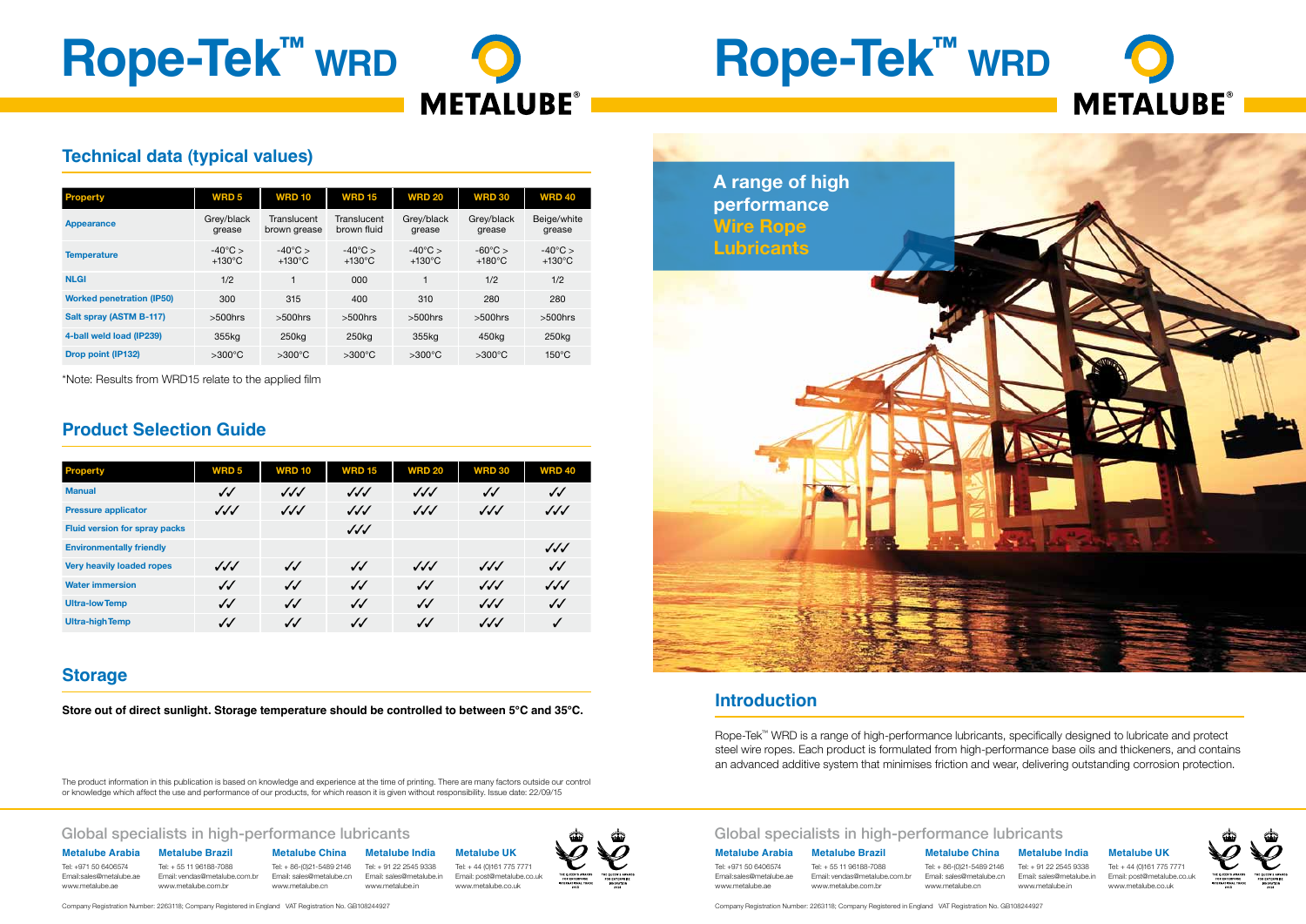# Rope-Tek™ WRD

METALUBE®

## Technical data (typical values)

| Property | WRD 5 | WRD 10 | WRD 15 | WRD 20 | WRD 30 | WRD 40 |
|---|---|---|---|---|---|---|
| Appearance | Grey/black grease | Translucent brown grease | Translucent brown fluid | Grey/black grease | Grey/black grease | Beige/white grease |
| Temperature | -40°C > +130°C | -40°C > +130°C | -40°C > +130°C | -40°C > +130°C | -60°C > +180°C | -40°C > +130°C |
| NLGI | 1/2 | 1 | 000 | 1 | 1/2 | 1/2 |
| Worked penetration (IP50) | 300 | 315 | 400 | 310 | 280 | 280 |
| Salt spray (ASTM B-117) | >500hrs | >500hrs | >500hrs | >500hrs | >500hrs | >500hrs |
| 4-ball weld load (IP239) | 355kg | 250kg | 250kg | 355kg | 450kg | 250kg |
| Drop point (IP132) | >300°C | >300°C | >300°C | >300°C | >300°C | 150°C |

*Note: Results from WRD15 relate to the applied film

## Product Selection Guide

| Property | WRD 5 | WRD 10 | WRD 15 | WRD 20 | WRD 30 | WRD 40 |
|---|---|---|---|---|---|---|
| Manual | ✓✓ | ✓✓✓ | ✓✓✓ | ✓✓✓ | ✓✓ | ✓✓ |
| Pressure applicator | ✓✓✓ | ✓✓✓ | ✓✓✓ | ✓✓✓ | ✓✓✓ | ✓✓✓ |
| Fluid version for spray packs | | | ✓✓✓ | | | |
| Environmentally friendly | | | | | | ✓✓✓ |
| Very heavily loaded ropes | ✓✓✓ | ✓✓ | ✓✓ | ✓✓✓ | ✓✓✓ | ✓✓ |
| Water immersion | ✓✓ | ✓✓ | ✓✓ | ✓✓ | ✓✓✓ | ✓✓✓ |
| Ultra-low Temp | ✓✓ | ✓✓ | ✓✓ | ✓✓ | ✓✓✓ | ✓✓ |
| Ultra-high Temp | ✓✓ | ✓✓ | ✓✓ | ✓✓ | ✓✓✓ | ✓ |

## Storage

**Store out of direct sunlight. Storage temperature should be controlled to between 5°C and 35°C.**

The product information in this publication is based on knowledge and experience at the time of printing. There are many factors outside our control or knowledge which affect the use and performance of our products, for which reason it is given without responsibility. Issue date: 22/09/15

### Global specialists in high-performance lubricants

**Metalube Arabia**
Tel: +971 50 6406574
Email:sales@metalube.ae
www.metalube.ae

**Metalube Brazil**
Tel: + 55 11 96188-7088
Email: vendas@metalube.com.br
www.metalube.com.br

**Metalube China**
Tel: + 86-(0)21-5489 2146
Email: sales@metalube.cn
www.metalube.cn

**Metalube India**
Tel: + 91 22 2545 9338
Email: sales@metalube.in
www.metalube.in

**Metalube UK**
Tel: + 44 (0)161 775 7771
Email: post@metalube.co.uk
www.metalube.co.uk

Company Registration Number: 2263118; Company Registered in England VAT Registration No. GB108244927

# Rope-Tek™ WRD

METALUBE®

A range of high performance **Wire Rope Lubricants**

## Introduction

Rope-Tek™ WRD is a range of high-performance lubricants, specifically designed to lubricate and protect steel wire ropes. Each product is formulated from high-performance base oils and thickeners, and contains an advanced additive system that minimises friction and wear, delivering outstanding corrosion protection.

### Global specialists in high-performance lubricants

**Metalube Arabia**
Tel: +971 50 6406574
Email:sales@metalube.ae
www.metalube.ae

**Metalube Brazil**
Tel: + 55 11 96188-7088
Email: vendas@metalube.com.br
www.metalube.com.br

**Metalube China**
Tel: + 86-(0)21-5489 2146
Email: sales@metalube.cn
www.metalube.cn

**Metalube India**
Tel: + 91 22 2545 9338
Email: sales@metalube.in
www.metalube.in

**Metalube UK**
Tel: + 44 (0)161 775 7771
Email: post@metalube.co.uk
www.metalube.co.uk

Company Registration Number: 2263118; Company Registered in England VAT Registration No. GB108244927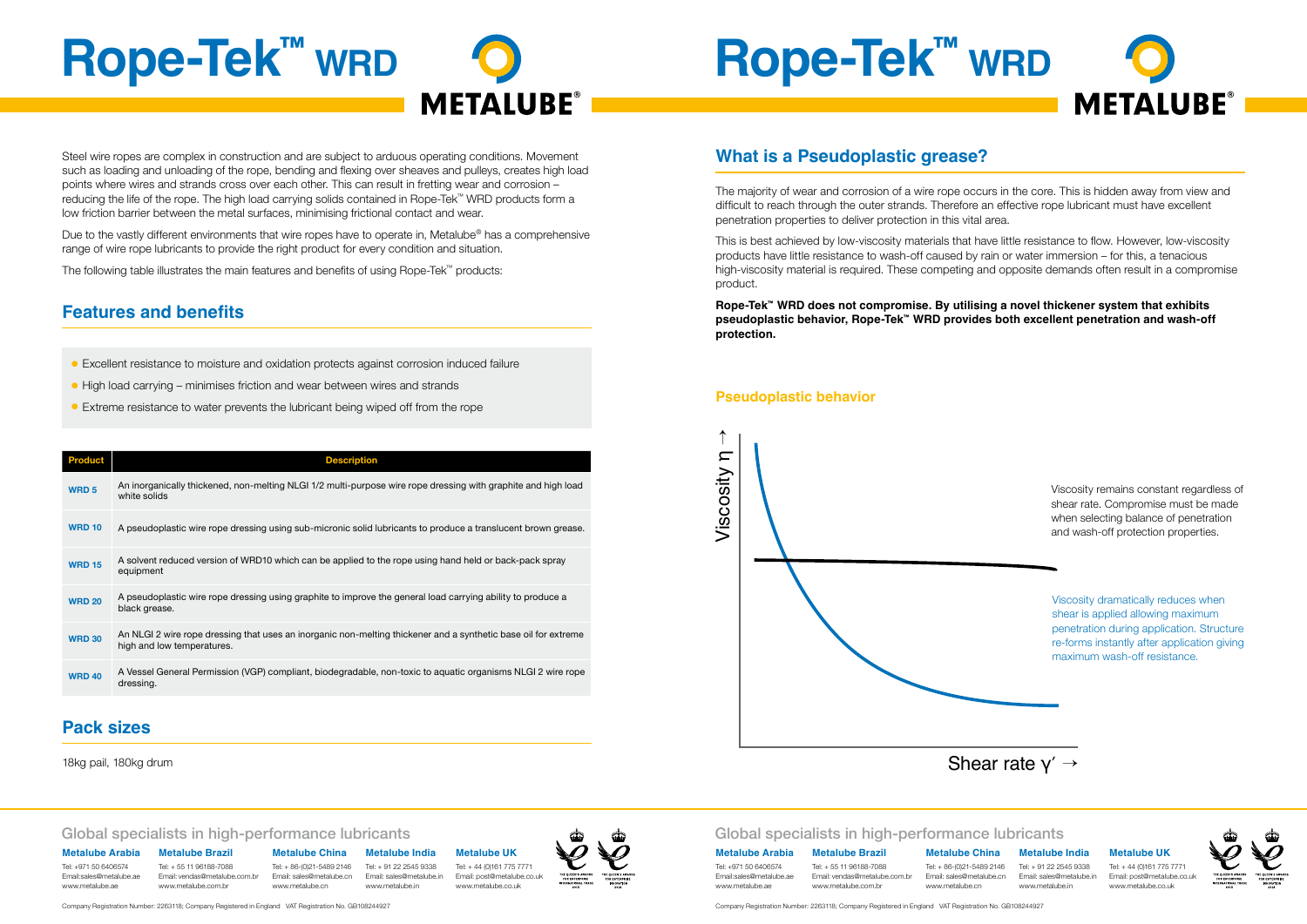# Rope-Tek™ WRD

METALUBE®

Steel wire ropes are complex in construction and are subject to arduous operating conditions. Movement such as loading and unloading of the rope, bending and flexing over sheaves and pulleys, creates high load points where wires and strands cross over each other. This can result in fretting wear and corrosion – reducing the life of the rope. The high load carrying solids contained in Rope-Tek™ WRD products form a low friction barrier between the metal surfaces, minimising frictional contact and wear.

Due to the vastly different environments that wire ropes have to operate in, Metalube® has a comprehensive range of wire rope lubricants to provide the right product for every condition and situation.

The following table illustrates the main features and benefits of using Rope-Tek™ products:

## Features and benefits

- Excellent resistance to moisture and oxidation protects against corrosion induced failure
- High load carrying – minimises friction and wear between wires and strands
- Extreme resistance to water prevents the lubricant being wiped off from the rope

| Product | Description |
|---|---|
| WRD 5 | An inorganically thickened, non-melting NLGI 1/2 multi-purpose wire rope dressing with graphite and high load white solids |
| WRD 10 | A pseudoplastic wire rope dressing using sub-micronic solid lubricants to produce a translucent brown grease. |
| WRD 15 | A solvent reduced version of WRD10 which can be applied to the rope using hand held or back-pack spray equipment |
| WRD 20 | A pseudoplastic wire rope dressing using graphite to improve the general load carrying ability to produce a black grease. |
| WRD 30 | An NLGI 2 wire rope dressing that uses an inorganic non-melting thickener and a synthetic base oil for extreme high and low temperatures. |
| WRD 40 | A Vessel General Permission (VGP) compliant, biodegradable, non-toxic to aquatic organisms NLGI 2 wire rope dressing. |

## Pack sizes

18kg pail, 180kg drum

## What is a Pseudoplastic grease?

The majority of wear and corrosion of a wire rope occurs in the core. This is hidden away from view and difficult to reach through the outer strands. Therefore an effective rope lubricant must have excellent penetration properties to deliver protection in this vital area.

This is best achieved by low-viscosity materials that have little resistance to flow. However, low-viscosity products have little resistance to wash-off caused by rain or water immersion – for this, a tenacious high-viscosity material is required. These competing and opposite demands often result in a compromise product.

**Rope-Tek™ WRD does not compromise. By utilising a novel thickener system that exhibits pseudoplastic behavior, Rope-Tek™ WRD provides both excellent penetration and wash-off protection.**

### Pseudoplastic behavior

Viscosity η →

Shear rate γ′ →

Viscosity remains constant regardless of shear rate. Compromise must be made when selecting balance of penetration and wash-off protection properties.

Viscosity dramatically reduces when shear is applied allowing maximum penetration during application. Structure re-forms instantly after application giving maximum wash-off resistance.

Global specialists in high-performance lubricants

**Metalube Arabia**
Tel: +971 50 6406574
Email:sales@metalube.ae
www.metalube.ae

**Metalube Brazil**
Tel: + 55 11 96188-7088
Email: vendas@metalube.com.br
www.metalube.com.br

**Metalube China**
Tel: + 86-(0)21-5489 2146
Email: sales@metalube.cn
www.metalube.cn

**Metalube India**
Tel: + 91 22 2545 9338
Email: sales@metalube.in
www.metalube.in

**Metalube UK**
Tel: + 44 (0)161 775 7771
Email: post@metalube.co.uk
www.metalube.co.uk

Company Registration Number: 2263118; Company Registered in England VAT Registration No. GB108244927